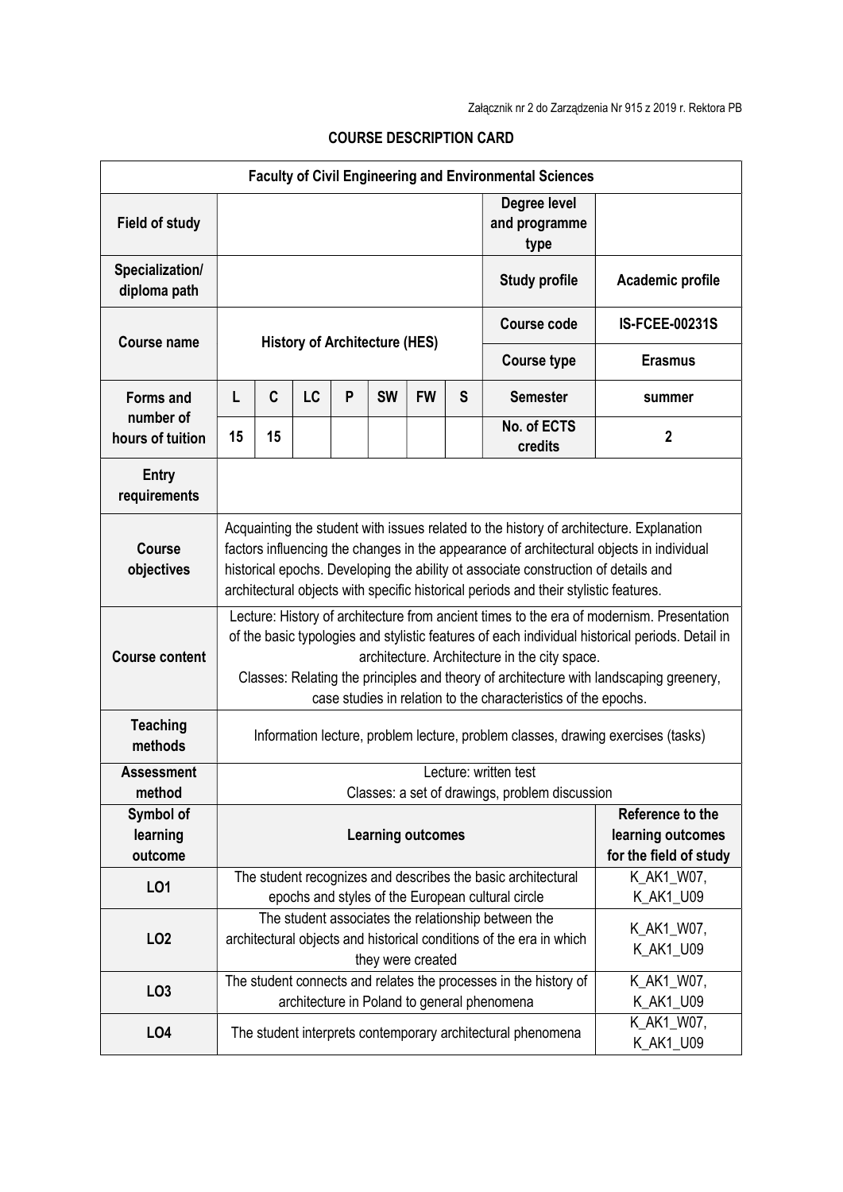Załącznik nr 2 do Zarządzenia Nr 915 z 2019 r. Rektora PB

## COURSE DESCRIPTION CARD

| Faculty of Civil Engineering and Environmental Sciences | | | | | | | | | |
|---|---|---|---|---|---|---|---|---|---|
| **Field of study** | | | | | | | | **Degree level and programme type** | |
| **Specialization/ diploma path** | | | | | | | | **Study profile** | **Academic profile** |
| **Course name** | **History of Architecture (HES)** | | | | | | | **Course code** | **IS-FCEE-00231S** |
| | | | | | | | | **Course type** | **Erasmus** |
| **Forms and number of hours of tuition** | **L** | **C** | **LC** | **P** | **SW** | **FW** | **S** | **Semester** | **summer** |
| | **15** | **15** | | | | | | **No. of ECTS credits** | **2** |
| **Entry requirements** | | | | | | | | | |
| **Course objectives** | Acquainting the student with issues related to the history of architecture. Explanation factors influencing the changes in the appearance of architectural objects in individual historical epochs. Developing the ability ot associate construction of details and architectural objects with specific historical periods and their stylistic features. | | | | | | | | |
| **Course content** | Lecture: History of architecture from ancient times to the era of modernism. Presentation of the basic typologies and stylistic features of each individual historical periods. Detail in architecture. Architecture in the city space.<br>Classes: Relating the principles and theory of architecture with landscaping greenery, case studies in relation to the characteristics of the epochs. | | | | | | | | |
| **Teaching methods** | Information lecture, problem lecture, problem classes, drawing exercises (tasks) | | | | | | | | |
| **Assessment method** | Lecture: written test<br>Classes: a set of drawings, problem discussion | | | | | | | | |

| Symbol of learning outcome | Learning outcomes | Reference to the learning outcomes for the field of study |
|---|---|---|
| **LO1** | The student recognizes and describes the basic architectural epochs and styles of the European cultural circle | K_AK1_W07, K_AK1_U09 |
| **LO2** | The student associates the relationship between the architectural objects and historical conditions of the era in which they were created | K_AK1_W07, K_AK1_U09 |
| **LO3** | The student connects and relates the processes in the history of architecture in Poland to general phenomena | K_AK1_W07, K_AK1_U09 |
| **LO4** | The student interprets contemporary architectural phenomena | K_AK1_W07, K_AK1_U09 |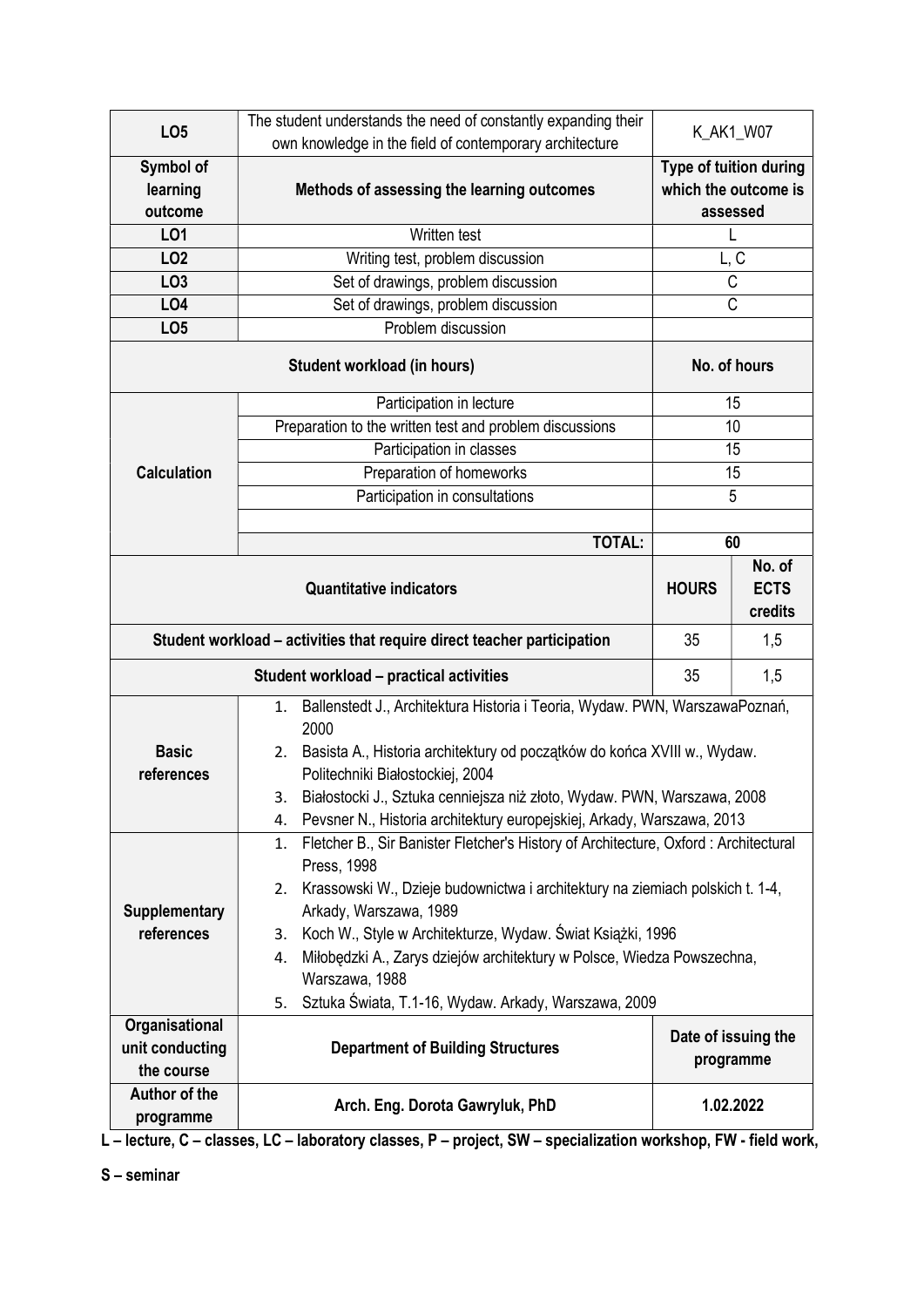| | | | |
|---|---|---|---|
| **LO5** | The student understands the need of constantly expanding their own knowledge in the field of contemporary architecture | K_AK1_W07 | |
| **Symbol of learning outcome** | **Methods of assessing the learning outcomes** | **Type of tuition during which the outcome is assessed** | |
| **LO1** | Written test | L | |
| **LO2** | Writing test, problem discussion | L, C | |
| **LO3** | Set of drawings, problem discussion | C | |
| **LO4** | Set of drawings, problem discussion | C | |
| **LO5** | Problem discussion | | |
| **Student workload (in hours)** | | **No. of hours** | |
| **Calculation** | Participation in lecture | 15 | |
| | Preparation to the written test and problem discussions | 10 | |
| | Participation in classes | 15 | |
| | Preparation of homeworks | 15 | |
| | Participation in consultations | 5 | |
| | | | |
| | **TOTAL:** | **60** | |
| **Quantitative indicators** | | **HOURS** | **No. of ECTS credits** |
| **Student workload – activities that require direct teacher participation** | | 35 | 1,5 |
| **Student workload – practical activities** | | 35 | 1,5 |
| **Basic references** | 1. Ballenstedt J., Architektura Historia i Teoria, Wydaw. PWN, WarszawaPoznań, 2000<br>2. Basista A., Historia architektury od początków do końca XVIII w., Wydaw. Politechniki Białostockiej, 2004<br>3. Białostocki J., Sztuka cenniejsza niż złoto, Wydaw. PWN, Warszawa, 2008<br>4. Pevsner N., Historia architektury europejskiej, Arkady, Warszawa, 2013 | | |
| **Supplementary references** | 1. Fletcher B., Sir Banister Fletcher's History of Architecture, Oxford : Architectural Press, 1998<br>2. Krassowski W., Dzieje budownictwa i architektury na ziemiach polskich t. 1-4, Arkady, Warszawa, 1989<br>3. Koch W., Style w Architekturze, Wydaw. Świat Książki, 1996<br>4. Miłobędzki A., Zarys dziejów architektury w Polsce, Wiedza Powszechna, Warszawa, 1988<br>5. Sztuka Świata, T.1-16, Wydaw. Arkady, Warszawa, 2009 | | |
| **Organisational unit conducting the course** | **Department of Building Structures** | **Date of issuing the programme** | |
| **Author of the programme** | **Arch. Eng. Dorota Gawryluk, PhD** | **1.02.2022** | |

**L – lecture, C – classes, LC – laboratory classes, P – project, SW – specialization workshop, FW - field work, S – seminar**